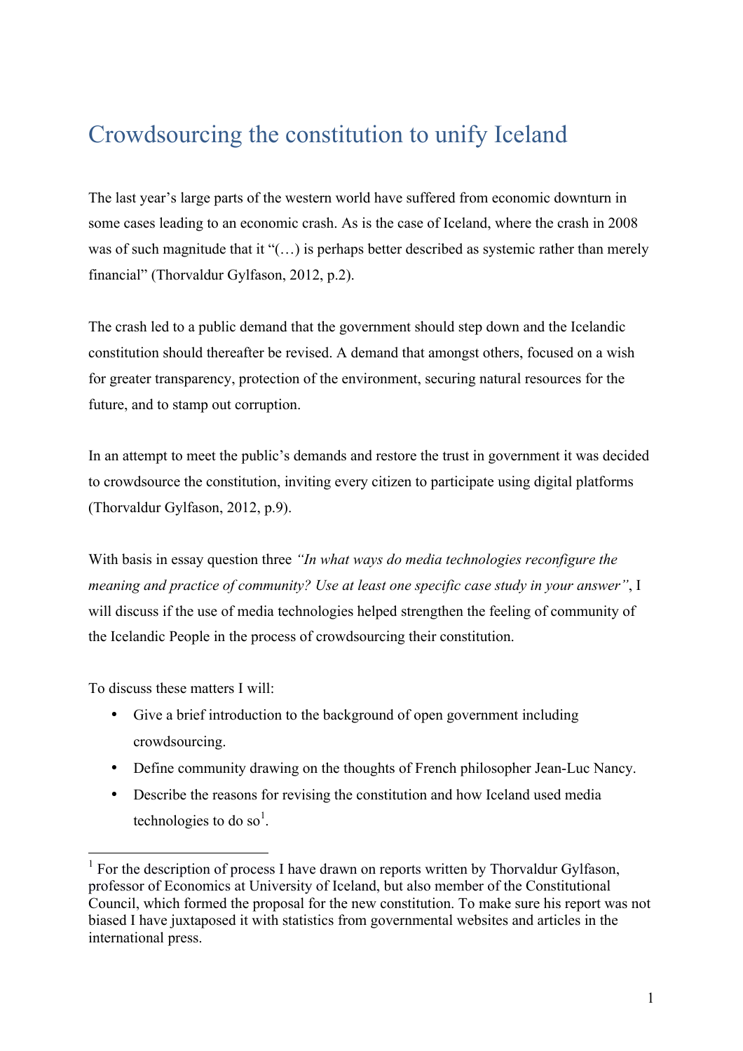# Crowdsourcing the constitution to unify Iceland

The last year's large parts of the western world have suffered from economic downturn in some cases leading to an economic crash. As is the case of Iceland, where the crash in 2008 was of such magnitude that it "(…) is perhaps better described as systemic rather than merely financial" (Thorvaldur Gylfason, 2012, p.2).

The crash led to a public demand that the government should step down and the Icelandic constitution should thereafter be revised. A demand that amongst others, focused on a wish for greater transparency, protection of the environment, securing natural resources for the future, and to stamp out corruption.

In an attempt to meet the public's demands and restore the trust in government it was decided to crowdsource the constitution, inviting every citizen to participate using digital platforms (Thorvaldur Gylfason, 2012, p.9).

With basis in essay question three *"In what ways do media technologies reconfigure the meaning and practice of community? Use at least one specific case study in your answer"*, I will discuss if the use of media technologies helped strengthen the feeling of community of the Icelandic People in the process of crowdsourcing their constitution.

To discuss these matters I will:

- Give a brief introduction to the background of open government including crowdsourcing.
- Define community drawing on the thoughts of French philosopher Jean-Luc Nancy.
- Describe the reasons for revising the constitution and how Iceland used media technologies to do so[1].

[1] For the description of process I have drawn on reports written by Thorvaldur Gylfason, professor of Economics at University of Iceland, but also member of the Constitutional Council, which formed the proposal for the new constitution. To make sure his report was not biased I have juxtaposed it with statistics from governmental websites and articles in the international press.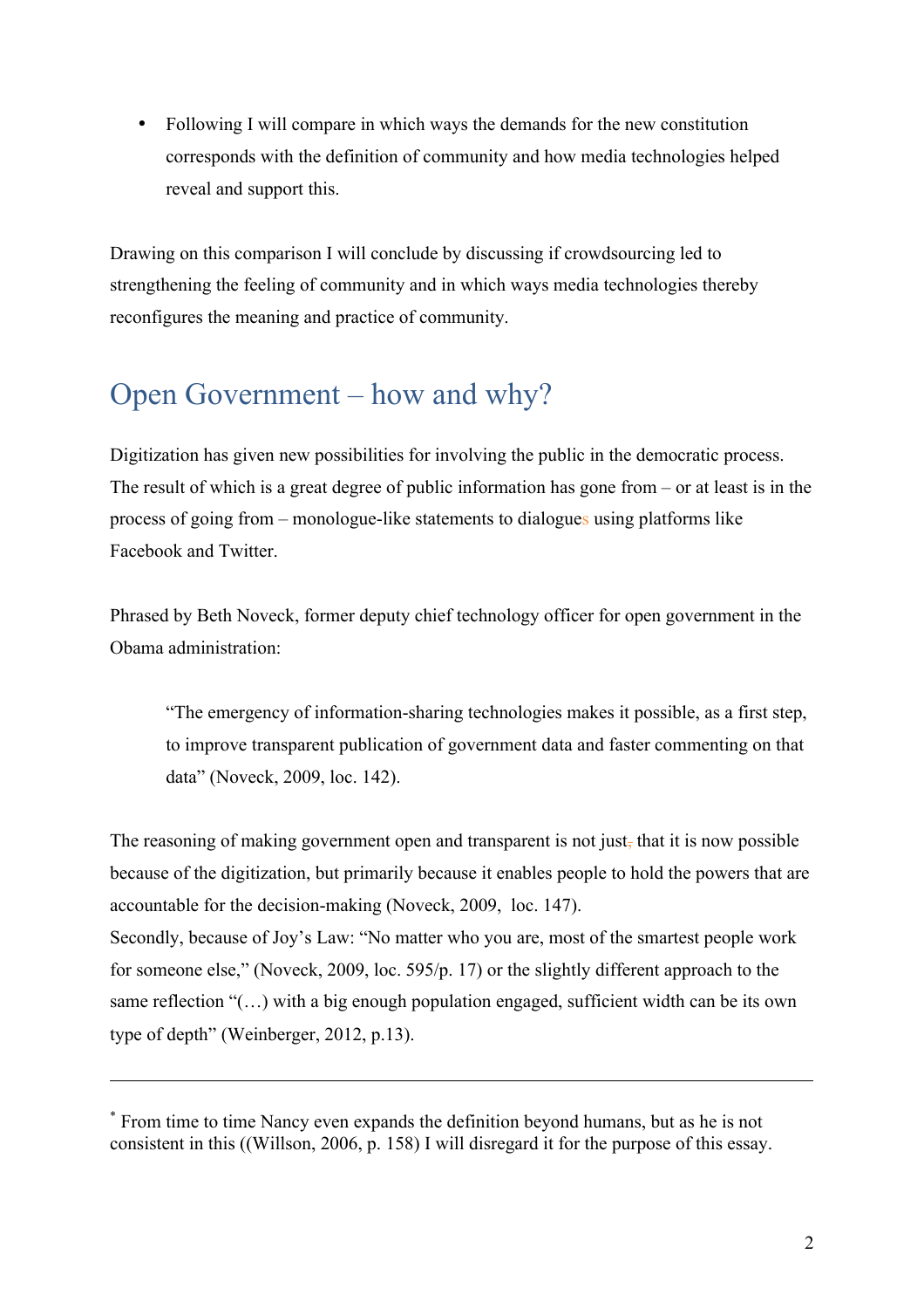- Following I will compare in which ways the demands for the new constitution corresponds with the definition of community and how media technologies helped reveal and support this.

Drawing on this comparison I will conclude by discussing if crowdsourcing led to strengthening the feeling of community and in which ways media technologies thereby reconfigures the meaning and practice of community.

## Open Government – how and why?

Digitization has given new possibilities for involving the public in the democratic process. The result of which is a great degree of public information has gone from – or at least is in the process of going from – monologue-like statements to dialogues using platforms like Facebook and Twitter.

Phrased by Beth Noveck, former deputy chief technology officer for open government in the Obama administration:

> "The emergency of information-sharing technologies makes it possible, as a first step, to improve transparent publication of government data and faster commenting on that data" (Noveck, 2009, loc. 142).

The reasoning of making government open and transparent is not just, that it is now possible because of the digitization, but primarily because it enables people to hold the powers that are accountable for the decision-making (Noveck, 2009, loc. 147).
Secondly, because of Joy's Law: "No matter who you are, most of the smartest people work for someone else," (Noveck, 2009, loc. 595/p. 17) or the slightly different approach to the same reflection "(…) with a big enough population engaged, sufficient width can be its own type of depth" (Weinberger, 2012, p.13).

---

* From time to time Nancy even expands the definition beyond humans, but as he is not consistent in this ((Willson, 2006, p. 158) I will disregard it for the purpose of this essay.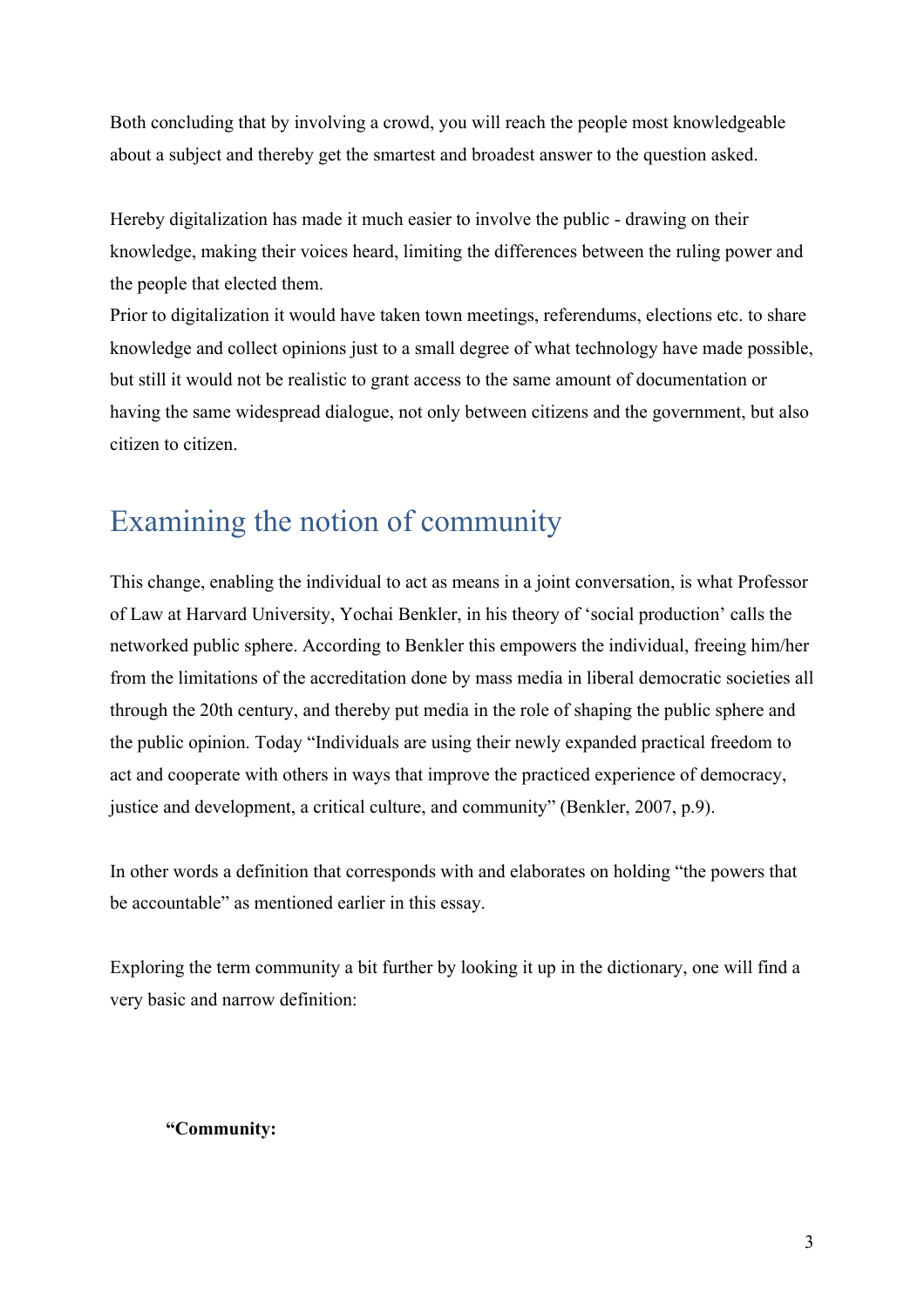Both concluding that by involving a crowd, you will reach the people most knowledgeable about a subject and thereby get the smartest and broadest answer to the question asked.

Hereby digitalization has made it much easier to involve the public - drawing on their knowledge, making their voices heard, limiting the differences between the ruling power and the people that elected them.
Prior to digitalization it would have taken town meetings, referendums, elections etc. to share knowledge and collect opinions just to a small degree of what technology have made possible, but still it would not be realistic to grant access to the same amount of documentation or having the same widespread dialogue, not only between citizens and the government, but also citizen to citizen.

## Examining the notion of community

This change, enabling the individual to act as means in a joint conversation, is what Professor of Law at Harvard University, Yochai Benkler, in his theory of 'social production' calls the networked public sphere. According to Benkler this empowers the individual, freeing him/her from the limitations of the accreditation done by mass media in liberal democratic societies all through the 20th century, and thereby put media in the role of shaping the public sphere and the public opinion. Today "Individuals are using their newly expanded practical freedom to act and cooperate with others in ways that improve the practiced experience of democracy, justice and development, a critical culture, and community" (Benkler, 2007, p.9).

In other words a definition that corresponds with and elaborates on holding "the powers that be accountable" as mentioned earlier in this essay.

Exploring the term community a bit further by looking it up in the dictionary, one will find a very basic and narrow definition:

**"Community:**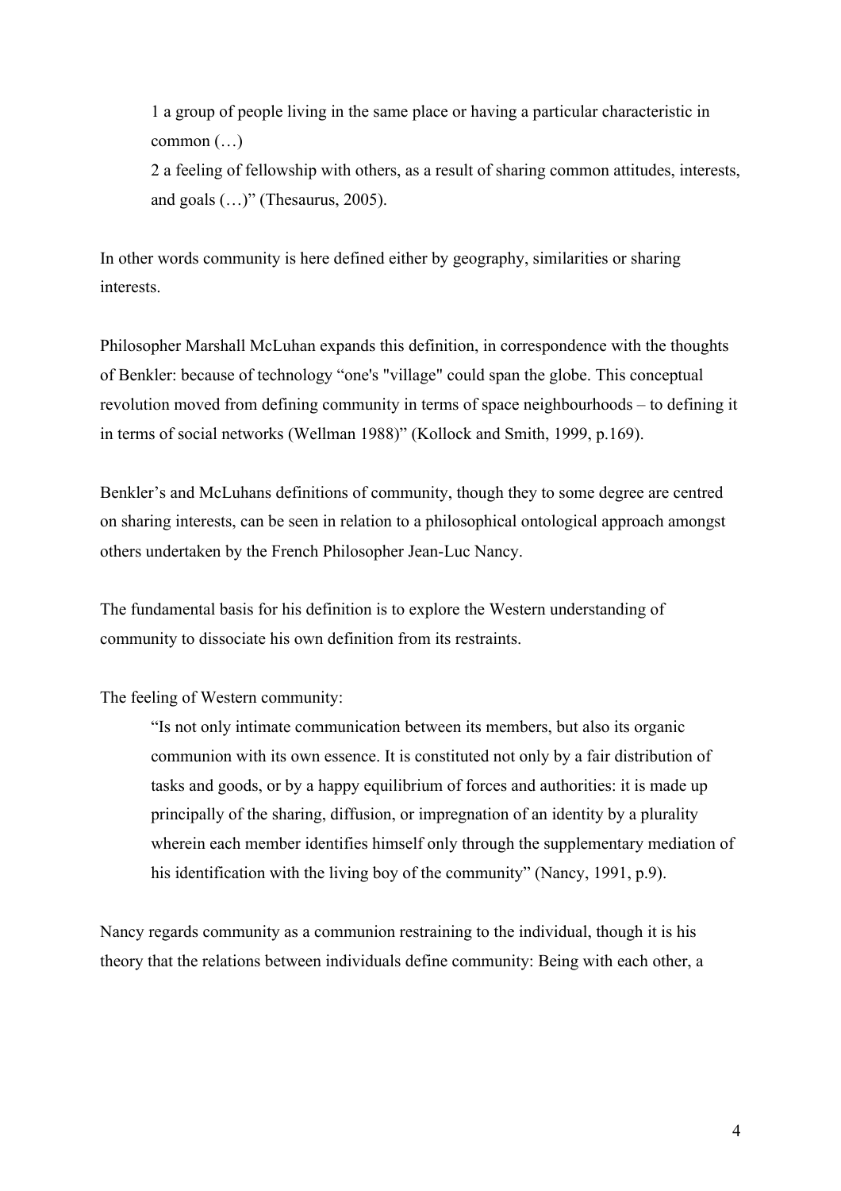> 1 a group of people living in the same place or having a particular characteristic in common (…)
>
> 2 a feeling of fellowship with others, as a result of sharing common attitudes, interests, and goals (…)" (Thesaurus, 2005).

In other words community is here defined either by geography, similarities or sharing interests.

Philosopher Marshall McLuhan expands this definition, in correspondence with the thoughts of Benkler: because of technology "one's "village" could span the globe. This conceptual revolution moved from defining community in terms of space neighbourhoods – to defining it in terms of social networks (Wellman 1988)" (Kollock and Smith, 1999, p.169).

Benkler's and McLuhans definitions of community, though they to some degree are centred on sharing interests, can be seen in relation to a philosophical ontological approach amongst others undertaken by the French Philosopher Jean-Luc Nancy.

The fundamental basis for his definition is to explore the Western understanding of community to dissociate his own definition from its restraints.

The feeling of Western community:

> "Is not only intimate communication between its members, but also its organic communion with its own essence. It is constituted not only by a fair distribution of tasks and goods, or by a happy equilibrium of forces and authorities: it is made up principally of the sharing, diffusion, or impregnation of an identity by a plurality wherein each member identifies himself only through the supplementary mediation of his identification with the living boy of the community" (Nancy, 1991, p.9).

Nancy regards community as a communion restraining to the individual, though it is his theory that the relations between individuals define community: Being with each other, a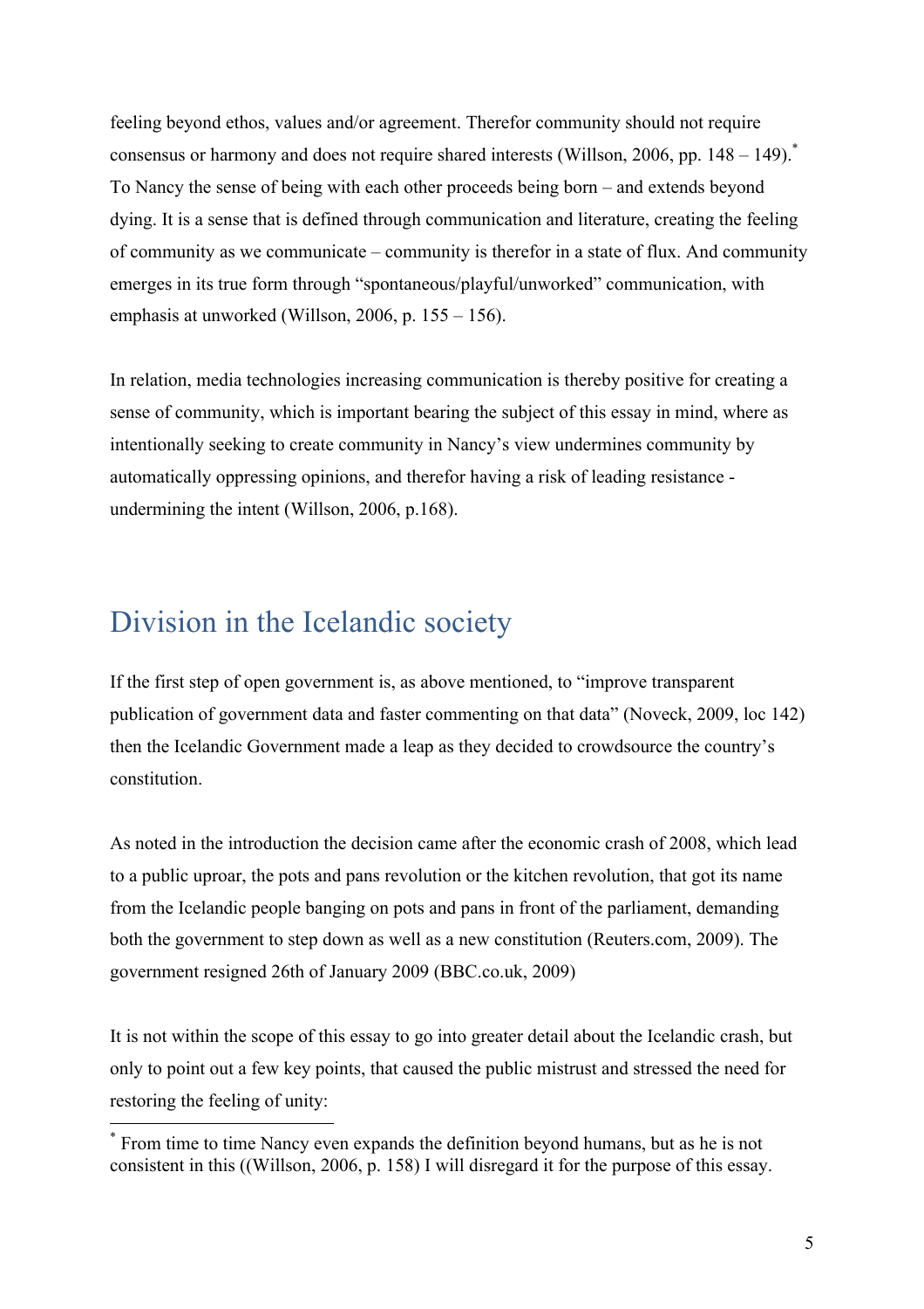feeling beyond ethos, values and/or agreement. Therefor community should not require consensus or harmony and does not require shared interests (Willson, 2006, pp. 148 – 149).[*] To Nancy the sense of being with each other proceeds being born – and extends beyond dying. It is a sense that is defined through communication and literature, creating the feeling of community as we communicate – community is therefor in a state of flux. And community emerges in its true form through "spontaneous/playful/unworked" communication, with emphasis at unworked (Willson, 2006, p. 155 – 156).

In relation, media technologies increasing communication is thereby positive for creating a sense of community, which is important bearing the subject of this essay in mind, where as intentionally seeking to create community in Nancy's view undermines community by automatically oppressing opinions, and therefor having a risk of leading resistance - undermining the intent (Willson, 2006, p.168).

## Division in the Icelandic society

If the first step of open government is, as above mentioned, to "improve transparent publication of government data and faster commenting on that data" (Noveck, 2009, loc 142) then the Icelandic Government made a leap as they decided to crowdsource the country's constitution.

As noted in the introduction the decision came after the economic crash of 2008, which lead to a public uproar, the pots and pans revolution or the kitchen revolution, that got its name from the Icelandic people banging on pots and pans in front of the parliament, demanding both the government to step down as well as a new constitution (Reuters.com, 2009). The government resigned 26th of January 2009 (BBC.co.uk, 2009)

It is not within the scope of this essay to go into greater detail about the Icelandic crash, but only to point out a few key points, that caused the public mistrust and stressed the need for restoring the feeling of unity:

---

[*] From time to time Nancy even expands the definition beyond humans, but as he is not consistent in this ((Willson, 2006, p. 158) I will disregard it for the purpose of this essay.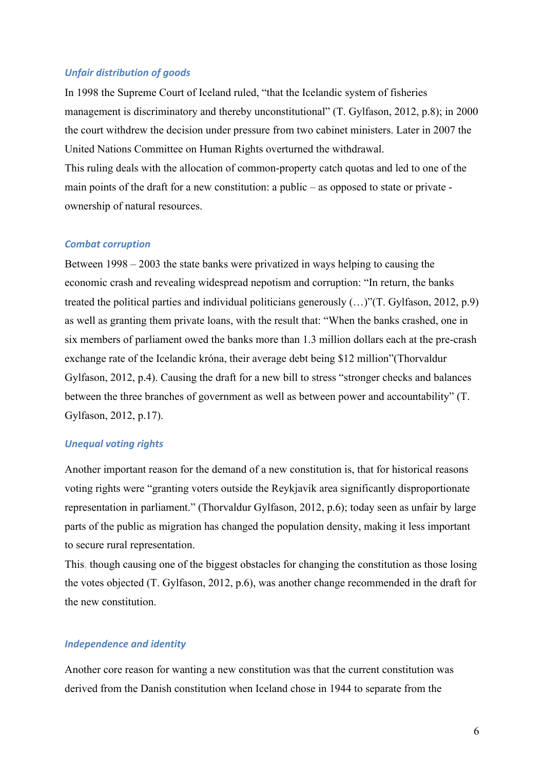### *Unfair distribution of goods*

In 1998 the Supreme Court of Iceland ruled, "that the Icelandic system of fisheries management is discriminatory and thereby unconstitutional" (T. Gylfason, 2012, p.8); in 2000 the court withdrew the decision under pressure from two cabinet ministers. Later in 2007 the United Nations Committee on Human Rights overturned the withdrawal.
This ruling deals with the allocation of common-property catch quotas and led to one of the main points of the draft for a new constitution: a public – as opposed to state or private - ownership of natural resources.

### *Combat corruption*

Between 1998 – 2003 the state banks were privatized in ways helping to causing the economic crash and revealing widespread nepotism and corruption: "In return, the banks treated the political parties and individual politicians generously (…)"(T. Gylfason, 2012, p.9) as well as granting them private loans, with the result that: "When the banks crashed, one in six members of parliament owed the banks more than 1.3 million dollars each at the pre-crash exchange rate of the Icelandic króna, their average debt being $12 million"(Thorvaldur Gylfason, 2012, p.4). Causing the draft for a new bill to stress "stronger checks and balances between the three branches of government as well as between power and accountability" (T. Gylfason, 2012, p.17).

### *Unequal voting rights*

Another important reason for the demand of a new constitution is, that for historical reasons voting rights were "granting voters outside the Reykjavík area significantly disproportionate representation in parliament." (Thorvaldur Gylfason, 2012, p.6); today seen as unfair by large parts of the public as migration has changed the population density, making it less important to secure rural representation.
This, though causing one of the biggest obstacles for changing the constitution as those losing the votes objected (T. Gylfason, 2012, p.6), was another change recommended in the draft for the new constitution.

### *Independence and identity*

Another core reason for wanting a new constitution was that the current constitution was derived from the Danish constitution when Iceland chose in 1944 to separate from the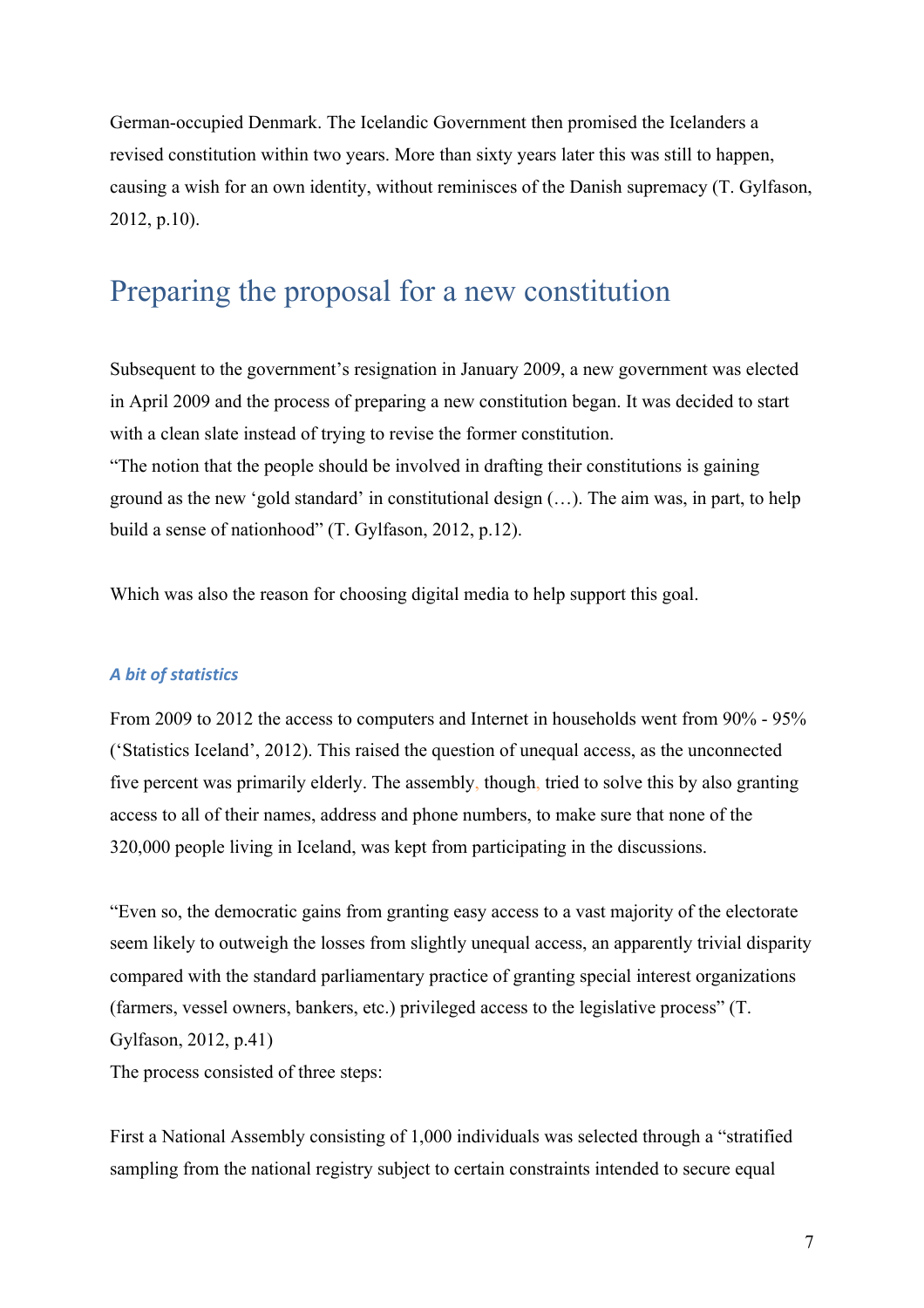German-occupied Denmark. The Icelandic Government then promised the Icelanders a revised constitution within two years. More than sixty years later this was still to happen, causing a wish for an own identity, without reminisces of the Danish supremacy (T. Gylfason, 2012, p.10).

## Preparing the proposal for a new constitution

Subsequent to the government's resignation in January 2009, a new government was elected in April 2009 and the process of preparing a new constitution began. It was decided to start with a clean slate instead of trying to revise the former constitution.
"The notion that the people should be involved in drafting their constitutions is gaining ground as the new 'gold standard' in constitutional design (…). The aim was, in part, to help build a sense of nationhood" (T. Gylfason, 2012, p.12).

Which was also the reason for choosing digital media to help support this goal.

### *A bit of statistics*

From 2009 to 2012 the access to computers and Internet in households went from 90% - 95% ('Statistics Iceland', 2012). This raised the question of unequal access, as the unconnected five percent was primarily elderly. The assembly, though, tried to solve this by also granting access to all of their names, address and phone numbers, to make sure that none of the 320,000 people living in Iceland, was kept from participating in the discussions.

"Even so, the democratic gains from granting easy access to a vast majority of the electorate seem likely to outweigh the losses from slightly unequal access, an apparently trivial disparity compared with the standard parliamentary practice of granting special interest organizations (farmers, vessel owners, bankers, etc.) privileged access to the legislative process" (T. Gylfason, 2012, p.41)
The process consisted of three steps:

First a National Assembly consisting of 1,000 individuals was selected through a "stratified sampling from the national registry subject to certain constraints intended to secure equal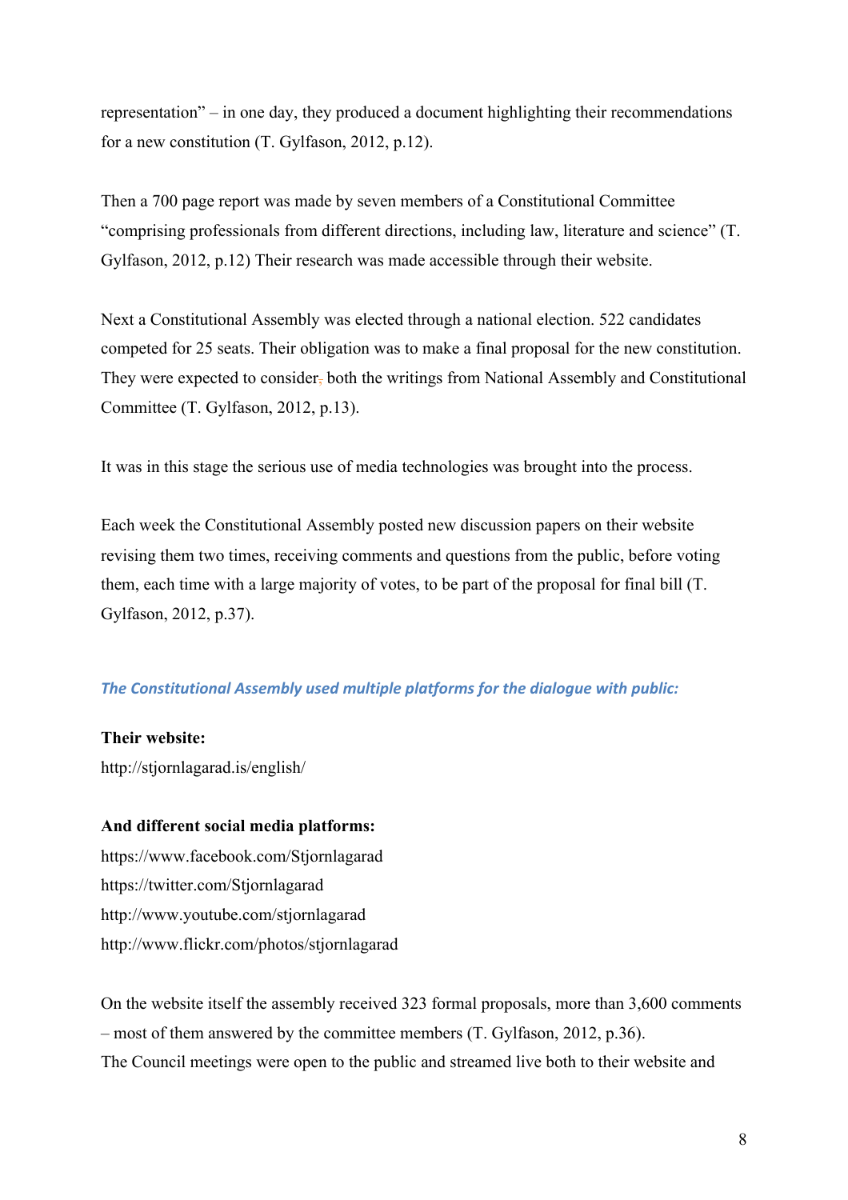representation" – in one day, they produced a document highlighting their recommendations for a new constitution (T. Gylfason, 2012, p.12).

Then a 700 page report was made by seven members of a Constitutional Committee "comprising professionals from different directions, including law, literature and science" (T. Gylfason, 2012, p.12) Their research was made accessible through their website.

Next a Constitutional Assembly was elected through a national election. 522 candidates competed for 25 seats. Their obligation was to make a final proposal for the new constitution. They were expected to consider, both the writings from National Assembly and Constitutional Committee (T. Gylfason, 2012, p.13).

It was in this stage the serious use of media technologies was brought into the process.

Each week the Constitutional Assembly posted new discussion papers on their website revising them two times, receiving comments and questions from the public, before voting them, each time with a large majority of votes, to be part of the proposal for final bill (T. Gylfason, 2012, p.37).

### *The Constitutional Assembly used multiple platforms for the dialogue with public:*

**Their website:**
http://stjornlagarad.is/english/

**And different social media platforms:**
https://www.facebook.com/Stjornlagarad
https://twitter.com/Stjornlagarad
http://www.youtube.com/stjornlagarad
http://www.flickr.com/photos/stjornlagarad

On the website itself the assembly received 323 formal proposals, more than 3,600 comments – most of them answered by the committee members (T. Gylfason, 2012, p.36).
The Council meetings were open to the public and streamed live both to their website and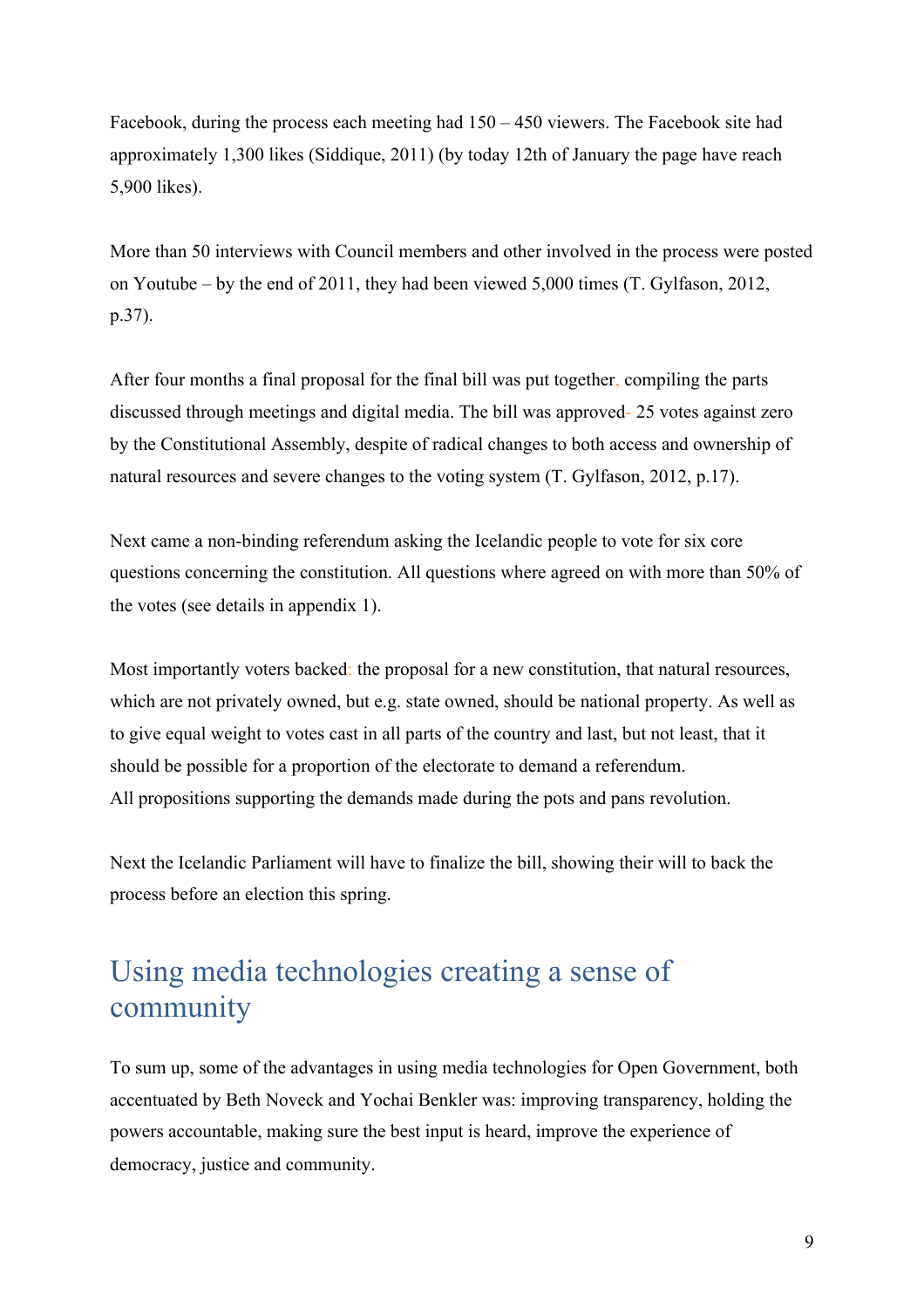Facebook, during the process each meeting had 150 – 450 viewers. The Facebook site had approximately 1,300 likes (Siddique, 2011) (by today 12th of January the page have reach 5,900 likes).

More than 50 interviews with Council members and other involved in the process were posted on Youtube – by the end of 2011, they had been viewed 5,000 times (T. Gylfason, 2012, p.37).

After four months a final proposal for the final bill was put together, compiling the parts discussed through meetings and digital media. The bill was approved- 25 votes against zero by the Constitutional Assembly, despite of radical changes to both access and ownership of natural resources and severe changes to the voting system (T. Gylfason, 2012, p.17).

Next came a non-binding referendum asking the Icelandic people to vote for six core questions concerning the constitution. All questions where agreed on with more than 50% of the votes (see details in appendix 1).

Most importantly voters backed: the proposal for a new constitution, that natural resources, which are not privately owned, but e.g. state owned, should be national property. As well as to give equal weight to votes cast in all parts of the country and last, but not least, that it should be possible for a proportion of the electorate to demand a referendum.
All propositions supporting the demands made during the pots and pans revolution.

Next the Icelandic Parliament will have to finalize the bill, showing their will to back the process before an election this spring.

## Using media technologies creating a sense of community

To sum up, some of the advantages in using media technologies for Open Government, both accentuated by Beth Noveck and Yochai Benkler was: improving transparency, holding the powers accountable, making sure the best input is heard, improve the experience of democracy, justice and community.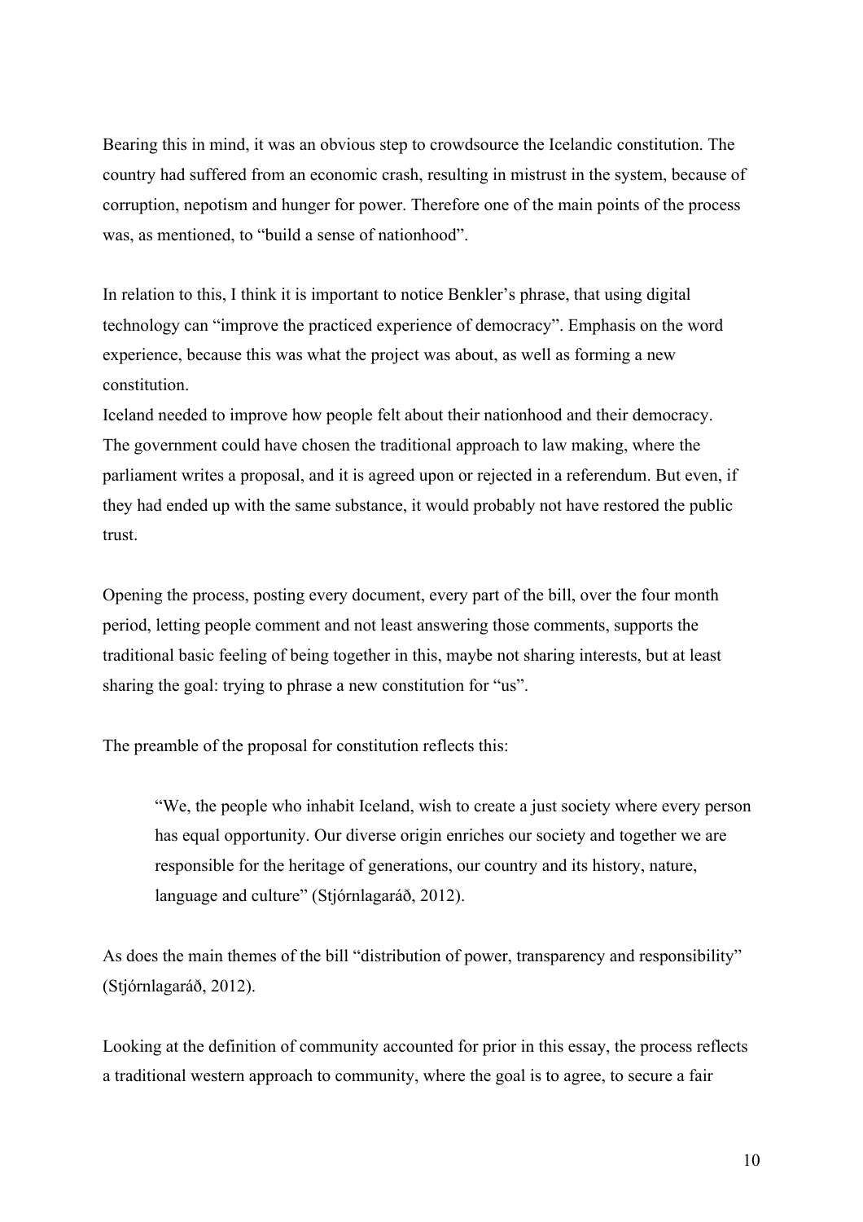Bearing this in mind, it was an obvious step to crowdsource the Icelandic constitution. The country had suffered from an economic crash, resulting in mistrust in the system, because of corruption, nepotism and hunger for power. Therefore one of the main points of the process was, as mentioned, to "build a sense of nationhood".

In relation to this, I think it is important to notice Benkler's phrase, that using digital technology can "improve the practiced experience of democracy". Emphasis on the word experience, because this was what the project was about, as well as forming a new constitution.
Iceland needed to improve how people felt about their nationhood and their democracy. The government could have chosen the traditional approach to law making, where the parliament writes a proposal, and it is agreed upon or rejected in a referendum. But even, if they had ended up with the same substance, it would probably not have restored the public trust.

Opening the process, posting every document, every part of the bill, over the four month period, letting people comment and not least answering those comments, supports the traditional basic feeling of being together in this, maybe not sharing interests, but at least sharing the goal: trying to phrase a new constitution for "us".

The preamble of the proposal for constitution reflects this:

> "We, the people who inhabit Iceland, wish to create a just society where every person has equal opportunity. Our diverse origin enriches our society and together we are responsible for the heritage of generations, our country and its history, nature, language and culture" (Stjórnlagaráð, 2012).

As does the main themes of the bill "distribution of power, transparency and responsibility" (Stjórnlagaráð, 2012).

Looking at the definition of community accounted for prior in this essay, the process reflects a traditional western approach to community, where the goal is to agree, to secure a fair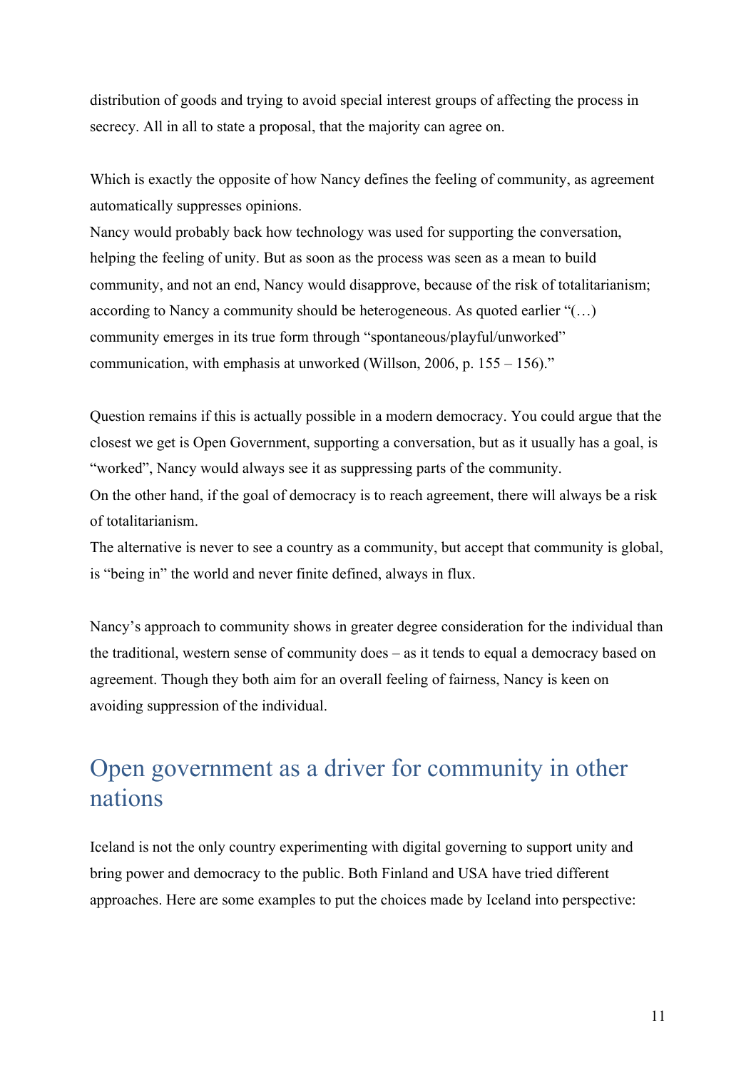distribution of goods and trying to avoid special interest groups of affecting the process in secrecy. All in all to state a proposal, that the majority can agree on.

Which is exactly the opposite of how Nancy defines the feeling of community, as agreement automatically suppresses opinions.
Nancy would probably back how technology was used for supporting the conversation, helping the feeling of unity. But as soon as the process was seen as a mean to build community, and not an end, Nancy would disapprove, because of the risk of totalitarianism; according to Nancy a community should be heterogeneous. As quoted earlier "(…) community emerges in its true form through "spontaneous/playful/unworked" communication, with emphasis at unworked (Willson, 2006, p. 155 – 156)."

Question remains if this is actually possible in a modern democracy. You could argue that the closest we get is Open Government, supporting a conversation, but as it usually has a goal, is "worked", Nancy would always see it as suppressing parts of the community.
On the other hand, if the goal of democracy is to reach agreement, there will always be a risk of totalitarianism.
The alternative is never to see a country as a community, but accept that community is global, is "being in" the world and never finite defined, always in flux.

Nancy's approach to community shows in greater degree consideration for the individual than the traditional, western sense of community does – as it tends to equal a democracy based on agreement. Though they both aim for an overall feeling of fairness, Nancy is keen on avoiding suppression of the individual.

## Open government as a driver for community in other nations

Iceland is not the only country experimenting with digital governing to support unity and bring power and democracy to the public. Both Finland and USA have tried different approaches. Here are some examples to put the choices made by Iceland into perspective: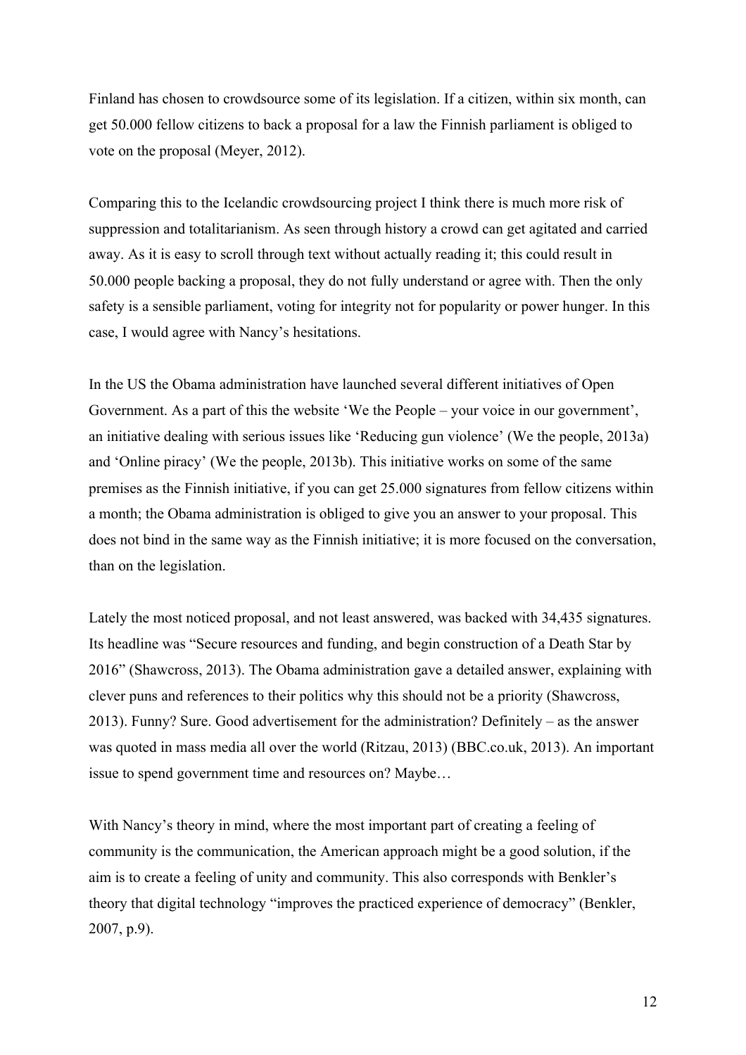Finland has chosen to crowdsource some of its legislation. If a citizen, within six month, can get 50.000 fellow citizens to back a proposal for a law the Finnish parliament is obliged to vote on the proposal (Meyer, 2012).

Comparing this to the Icelandic crowdsourcing project I think there is much more risk of suppression and totalitarianism. As seen through history a crowd can get agitated and carried away. As it is easy to scroll through text without actually reading it; this could result in 50.000 people backing a proposal, they do not fully understand or agree with. Then the only safety is a sensible parliament, voting for integrity not for popularity or power hunger. In this case, I would agree with Nancy's hesitations.

In the US the Obama administration have launched several different initiatives of Open Government. As a part of this the website 'We the People – your voice in our government', an initiative dealing with serious issues like 'Reducing gun violence' (We the people, 2013a) and 'Online piracy' (We the people, 2013b). This initiative works on some of the same premises as the Finnish initiative, if you can get 25.000 signatures from fellow citizens within a month; the Obama administration is obliged to give you an answer to your proposal. This does not bind in the same way as the Finnish initiative; it is more focused on the conversation, than on the legislation.

Lately the most noticed proposal, and not least answered, was backed with 34,435 signatures. Its headline was "Secure resources and funding, and begin construction of a Death Star by 2016" (Shawcross, 2013). The Obama administration gave a detailed answer, explaining with clever puns and references to their politics why this should not be a priority (Shawcross, 2013). Funny? Sure. Good advertisement for the administration? Definitely – as the answer was quoted in mass media all over the world (Ritzau, 2013) (BBC.co.uk, 2013). An important issue to spend government time and resources on? Maybe…

With Nancy's theory in mind, where the most important part of creating a feeling of community is the communication, the American approach might be a good solution, if the aim is to create a feeling of unity and community. This also corresponds with Benkler's theory that digital technology "improves the practiced experience of democracy" (Benkler, 2007, p.9).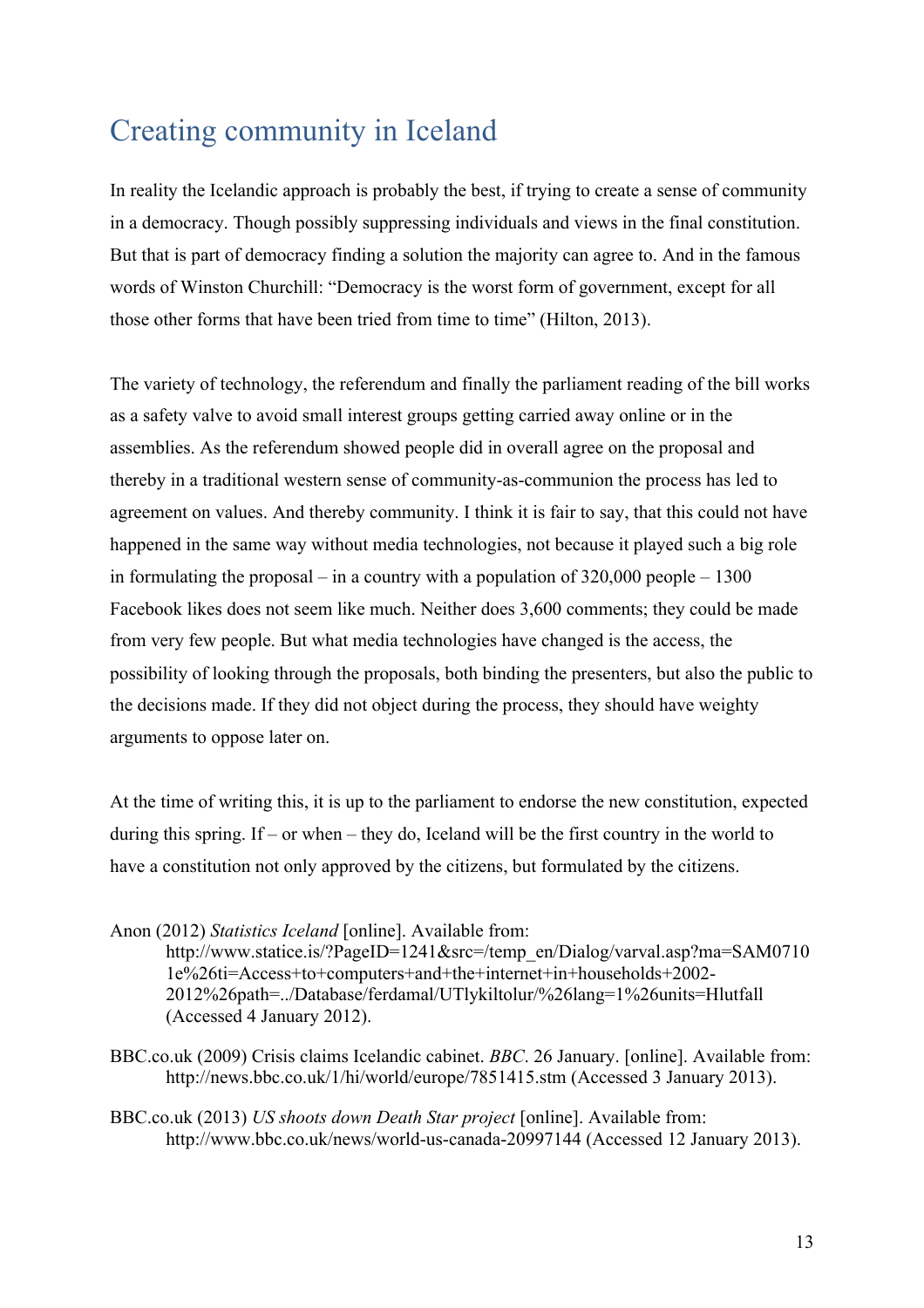## Creating community in Iceland

In reality the Icelandic approach is probably the best, if trying to create a sense of community in a democracy. Though possibly suppressing individuals and views in the final constitution. But that is part of democracy finding a solution the majority can agree to. And in the famous words of Winston Churchill: "Democracy is the worst form of government, except for all those other forms that have been tried from time to time" (Hilton, 2013).

The variety of technology, the referendum and finally the parliament reading of the bill works as a safety valve to avoid small interest groups getting carried away online or in the assemblies. As the referendum showed people did in overall agree on the proposal and thereby in a traditional western sense of community-as-communion the process has led to agreement on values. And thereby community. I think it is fair to say, that this could not have happened in the same way without media technologies, not because it played such a big role in formulating the proposal – in a country with a population of 320,000 people – 1300 Facebook likes does not seem like much. Neither does 3,600 comments; they could be made from very few people. But what media technologies have changed is the access, the possibility of looking through the proposals, both binding the presenters, but also the public to the decisions made. If they did not object during the process, they should have weighty arguments to oppose later on.

At the time of writing this, it is up to the parliament to endorse the new constitution, expected during this spring. If – or when – they do, Iceland will be the first country in the world to have a constitution not only approved by the citizens, but formulated by the citizens.

Anon (2012) *Statistics Iceland* [online]. Available from: http://www.statice.is/?PageID=1241&src=/temp_en/Dialog/varval.asp?ma=SAM07101e%26ti=Access+to+computers+and+the+internet+in+households+2002-2012%26path=../Database/ferdamal/UTlykiltolur/%26lang=1%26units=Hlutfall (Accessed 4 January 2012).

BBC.co.uk (2009) Crisis claims Icelandic cabinet. *BBC*. 26 January. [online]. Available from: http://news.bbc.co.uk/1/hi/world/europe/7851415.stm (Accessed 3 January 2013).

BBC.co.uk (2013) *US shoots down Death Star project* [online]. Available from: http://www.bbc.co.uk/news/world-us-canada-20997144 (Accessed 12 January 2013).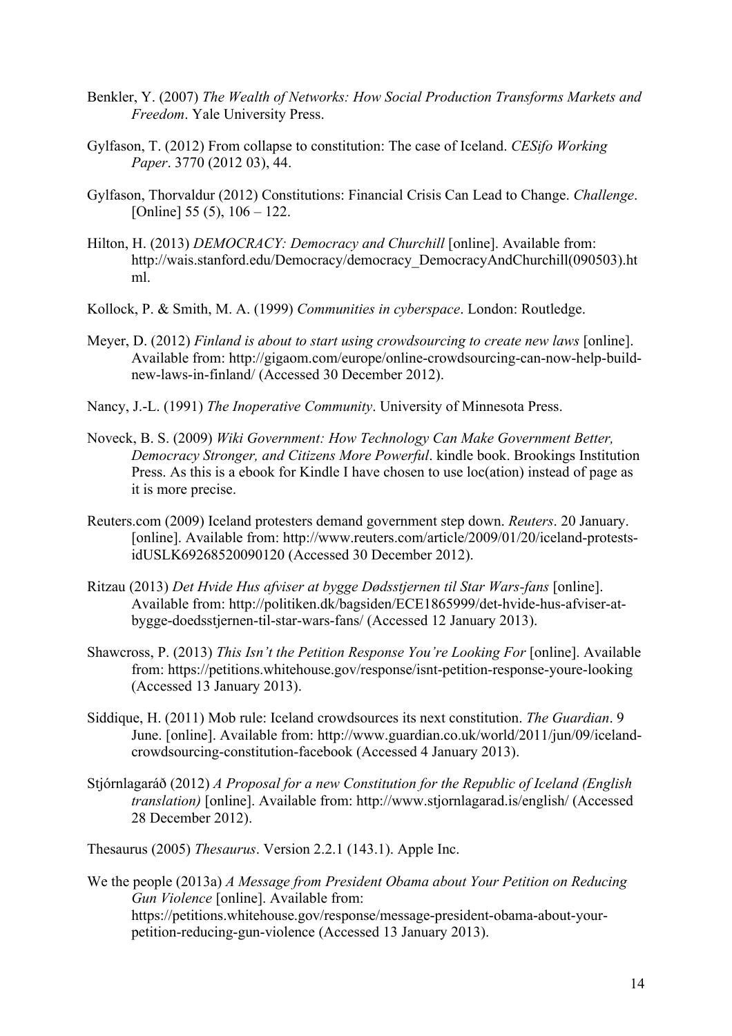Benkler, Y. (2007) *The Wealth of Networks: How Social Production Transforms Markets and Freedom*. Yale University Press.

Gylfason, T. (2012) From collapse to constitution: The case of Iceland. *CESifo Working Paper*. 3770 (2012 03), 44.

Gylfason, Thorvaldur (2012) Constitutions: Financial Crisis Can Lead to Change. *Challenge*. [Online] 55 (5), 106 – 122.

Hilton, H. (2013) *DEMOCRACY: Democracy and Churchill* [online]. Available from: http://wais.stanford.edu/Democracy/democracy_DemocracyAndChurchill(090503).html.

Kollock, P. & Smith, M. A. (1999) *Communities in cyberspace*. London: Routledge.

Meyer, D. (2012) *Finland is about to start using crowdsourcing to create new laws* [online]. Available from: http://gigaom.com/europe/online-crowdsourcing-can-now-help-build-new-laws-in-finland/ (Accessed 30 December 2012).

Nancy, J.-L. (1991) *The Inoperative Community*. University of Minnesota Press.

Noveck, B. S. (2009) *Wiki Government: How Technology Can Make Government Better, Democracy Stronger, and Citizens More Powerful*. kindle book. Brookings Institution Press. As this is a ebook for Kindle I have chosen to use loc(ation) instead of page as it is more precise.

Reuters.com (2009) Iceland protesters demand government step down. *Reuters*. 20 January. [online]. Available from: http://www.reuters.com/article/2009/01/20/iceland-protests-idUSLK69268520090120 (Accessed 30 December 2012).

Ritzau (2013) *Det Hvide Hus afviser at bygge Dødsstjernen til Star Wars-fans* [online]. Available from: http://politiken.dk/bagsiden/ECE1865999/det-hvide-hus-afviser-at-bygge-doedsstjernen-til-star-wars-fans/ (Accessed 12 January 2013).

Shawcross, P. (2013) *This Isn't the Petition Response You're Looking For* [online]. Available from: https://petitions.whitehouse.gov/response/isnt-petition-response-youre-looking (Accessed 13 January 2013).

Siddique, H. (2011) Mob rule: Iceland crowdsources its next constitution. *The Guardian*. 9 June. [online]. Available from: http://www.guardian.co.uk/world/2011/jun/09/iceland-crowdsourcing-constitution-facebook (Accessed 4 January 2013).

Stjórnlagaráð (2012) *A Proposal for a new Constitution for the Republic of Iceland (English translation)* [online]. Available from: http://www.stjornlagarad.is/english/ (Accessed 28 December 2012).

Thesaurus (2005) *Thesaurus*. Version 2.2.1 (143.1). Apple Inc.

We the people (2013a) *A Message from President Obama about Your Petition on Reducing Gun Violence* [online]. Available from: https://petitions.whitehouse.gov/response/message-president-obama-about-your-petition-reducing-gun-violence (Accessed 13 January 2013).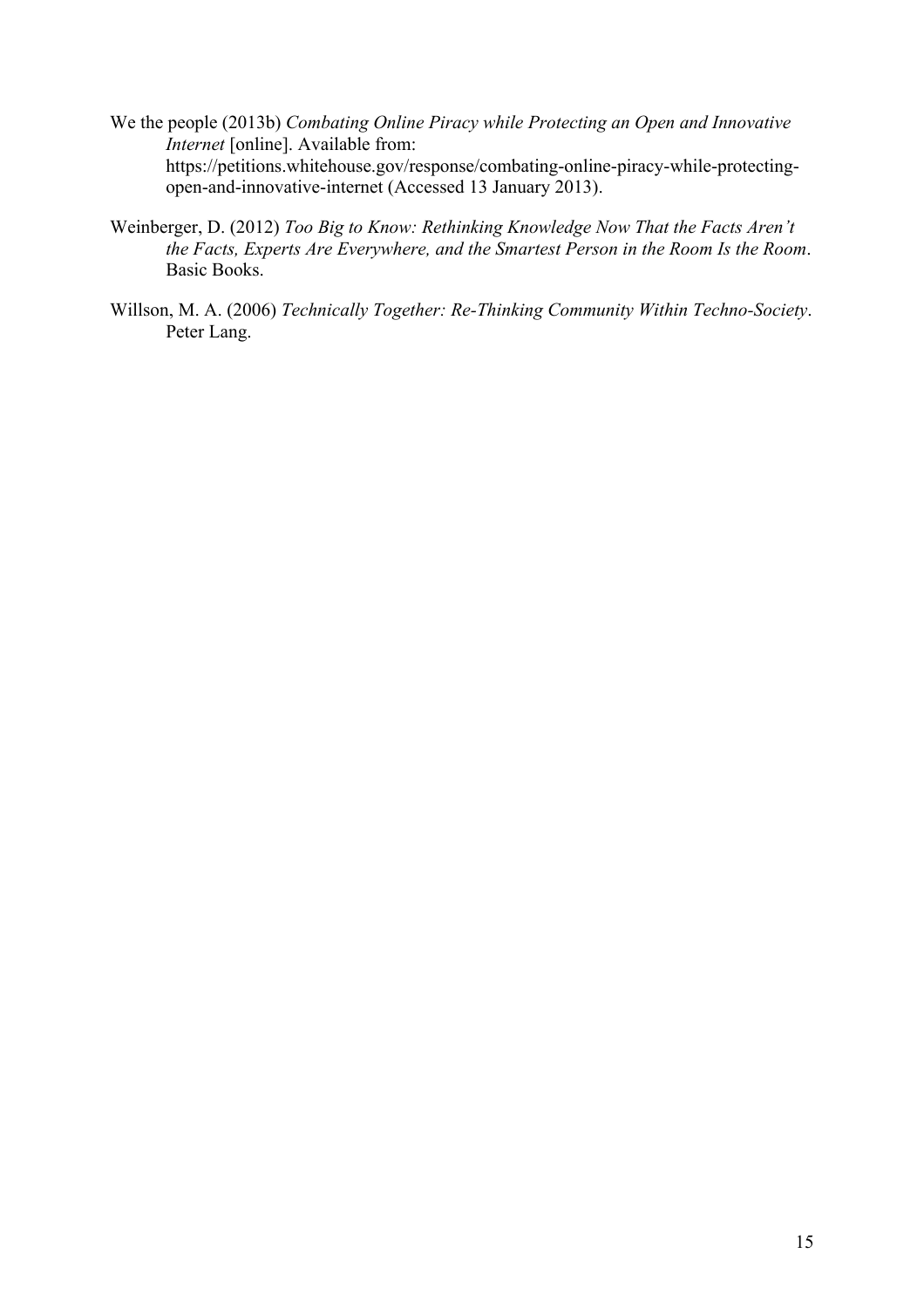We the people (2013b) *Combating Online Piracy while Protecting an Open and Innovative Internet* [online]. Available from: https://petitions.whitehouse.gov/response/combating-online-piracy-while-protecting-open-and-innovative-internet (Accessed 13 January 2013).

Weinberger, D. (2012) *Too Big to Know: Rethinking Knowledge Now That the Facts Aren't the Facts, Experts Are Everywhere, and the Smartest Person in the Room Is the Room*. Basic Books.

Willson, M. A. (2006) *Technically Together: Re-Thinking Community Within Techno-Society*. Peter Lang.